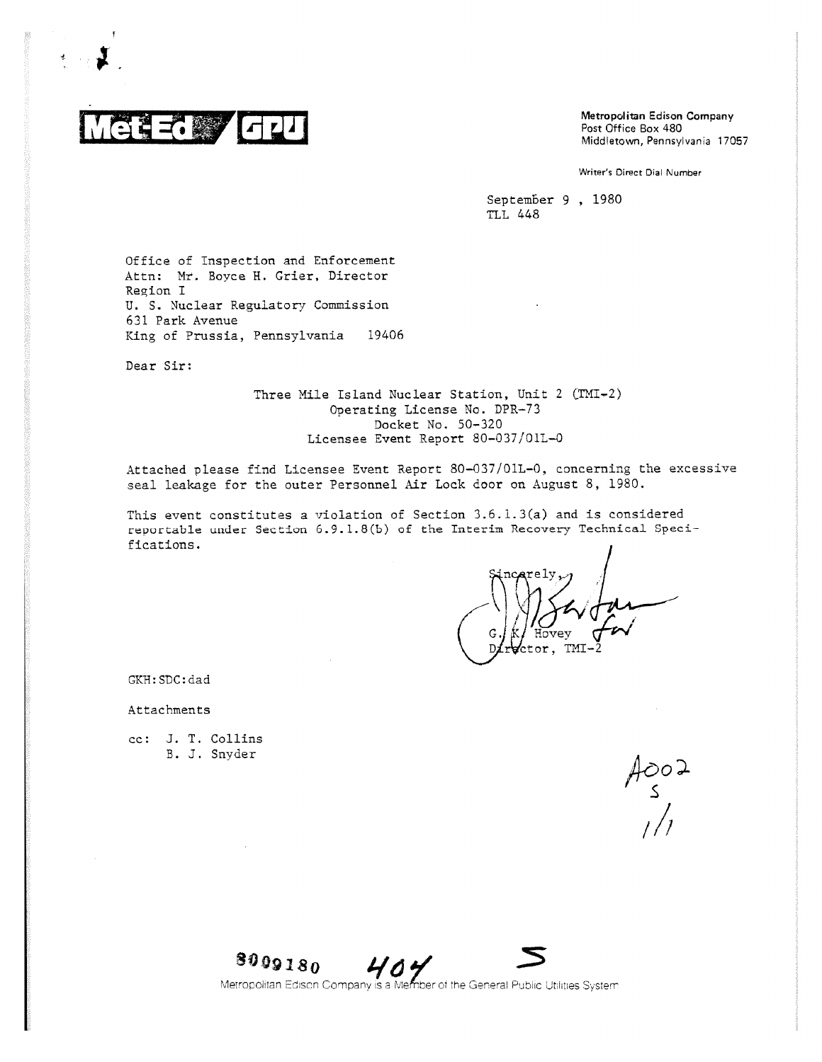**Met-Ed / GPU**

Metropolitan Edison Company
Post Office Box 480
Middletown, Pennsylvania 17057

Writer's Direct Dial Number

September 9, 1980
TLL 448

Office of Inspection and Enforcement
Attn: Mr. Boyce H. Grier, Director
Region I
U. S. Nuclear Regulatory Commission
631 Park Avenue
King of Prussia, Pennsylvania 19406

Dear Sir:

Three Mile Island Nuclear Station, Unit 2 (TMI-2)
Operating License No. DPR-73
Docket No. 50-320
Licensee Event Report 80-037/01L-0

Attached please find Licensee Event Report 80-037/01L-0, concerning the excessive seal leakage for the outer Personnel Air Lock door on August 8, 1980.

This event constitutes a violation of Section 3.6.1.3(a) and is considered reportable under Section 6.9.1.8(b) of the Interim Recovery Technical Specifications.

Sincerely,

G. K. Hovey for
Director, TMI-2

GKH:SDC:dad

Attachments

cc: J. T. Collins
B. J. Snyder

A002
S
1/1

8009180 404 S

Metropolitan Edison Company is a Member of the General Public Utilities System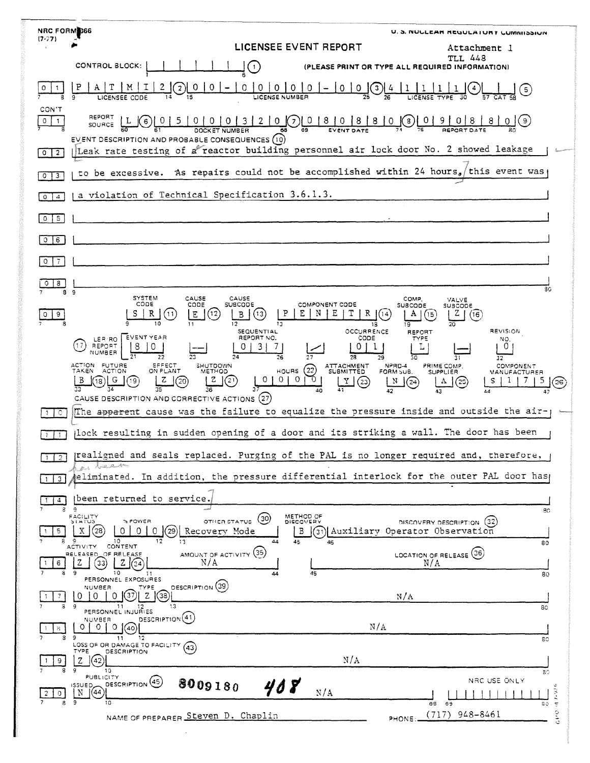NRC FORM 366
(7-77)

U. S. NUCLEAR REGULATORY COMMISSION

# LICENSEE EVENT REPORT

Attachment 1
TLL 448

CONTROL BLOCK: | | | | | | | (1) (PLEASE PRINT OR TYPE ALL REQUIRED INFORMATION)

| 0 | 1 | P A T M I 2 (2) | 0 0 - 0 0 0 0 0 - 0 0 (3) | 4 1 1 1 1 (4) | | | (5) |
|---|---|---|---|---|---|
| | | LICENSEE CODE | LICENSE NUMBER | LICENSE TYPE | CAT |

CON'T

| 0 1 | REPORT SOURCE | L (6) | 0 5 0 0 0 3 2 0 (7) | 0 8 0 8 8 0 (8) | 0 9 0 8 8 0 (9) |
|---|---|---|---|---|---|
| | | | DOCKET NUMBER | EVENT DATE | REPORT DATE |

EVENT DESCRIPTION AND PROBABLE CONSEQUENCES (10)

0 2 Leak rate testing of a reactor building personnel air lock door No. 2 showed leakage
0 3 to be excessive. As repairs could not be accomplished within 24 hours, this event was
0 4 a violation of Technical Specification 3.6.1.3.
0 5
0 6
0 7
0 8

| | SYSTEM CODE | CAUSE CODE | CAUSE SUBCODE | COMPONENT CODE | COMP. SUBCODE | VALVE SUBCODE |
|---|---|---|---|---|---|---|
| 0 9 | S R (11) | E (12) | B (13) | P E N E T R (14) | A (15) | Z (16) |

| (17) LER/RO REPORT NUMBER | EVENT YEAR | | SEQUENTIAL REPORT NO. | | OCCURRENCE CODE | REPORT TYPE | | REVISION NO. |
|---|---|---|---|---|---|---|---|---|
| | 8 0 | — | 0 3 7 | / | 0 1 | L | — | 0 |

| ACTION TAKEN | FUTURE ACTION | EFFECT ON PLANT | SHUTDOWN METHOD | HOURS (22) | ATTACHMENT SUBMITTED | NPRD-4 FORM SUB. | PRIME COMP. SUPPLIER | COMPONENT MANUFACTURER |
|---|---|---|---|---|---|---|---|---|
| B (18) | G (19) | Z (20) | Z (21) | 0 0 0 0 | Y (23) | N (24) | A (25) | S 1 7 5 (26) |

CAUSE DESCRIPTION AND CORRECTIVE ACTIONS (27)

1 0 The ~~apparent~~ cause was the failure to equalize the pressure inside and outside the air-
1 1 lock resulting in sudden opening of a door and its striking a wall. The door has been
1 2 realigned and seals replaced. Purging of the PAL is no longer required and, therefore,
1 3 *has been* eliminated. In addition, the pressure differential interlock for the outer PAL door has
1 4 been returned to service.

| | FACILITY STATUS | % POWER | OTHER STATUS (30) | METHOD OF DISCOVERY | DISCOVERY DESCRIPTION (32) |
|---|---|---|---|---|---|
| 1 5 | X (28) | 0 0 0 (29) | Recovery Mode | B (31) | Auxiliary Operator Observation |

| | ACTIVITY RELEASED | CONTENT OF RELEASE | AMOUNT OF ACTIVITY (35) | LOCATION OF RELEASE (36) |
|---|---|---|---|---|
| 1 6 | Z (33) | Z (34) | N/A | N/A |

PERSONNEL EXPOSURES

| | NUMBER | TYPE | DESCRIPTION (39) |
|---|---|---|---|
| 1 7 | 0 0 0 (37) | Z (38) | N/A |

PERSONNEL INJURIES

| | NUMBER | DESCRIPTION (41) |
|---|---|---|
| 1 8 | 0 0 0 (40) | N/A |

LOSS OF OR DAMAGE TO FACILITY (43)

| | TYPE | DESCRIPTION |
|---|---|---|
| 1 9 | Z (42) | N/A |

PUBLICITY

| | ISSUED | DESCRIPTION (45) | NRC USE ONLY |
|---|---|---|---|
| 2 0 | N (44) | 8009180 408 N/A | |

NAME OF PREPARER Steven D. Chaplin PHONE: (717) 948-8461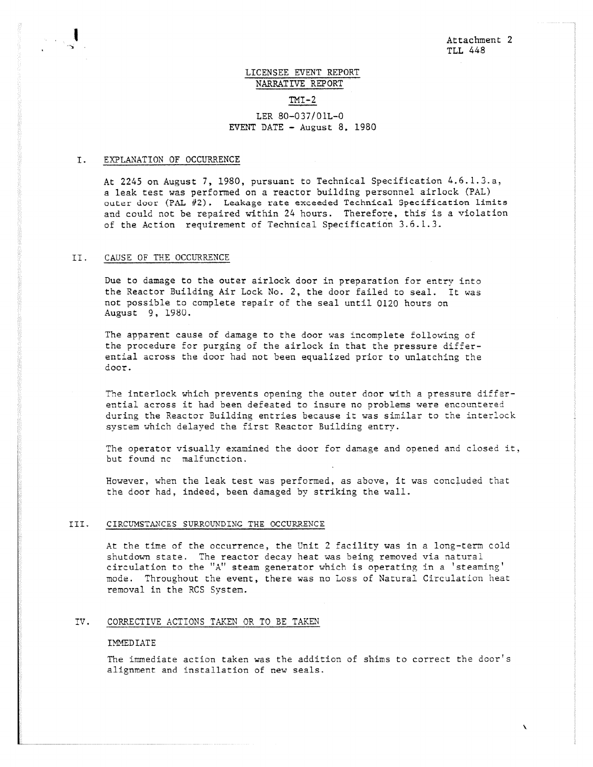Attachment 2
TLL 448

# LICENSEE EVENT REPORT
## NARRATIVE REPORT

### TMI-2

LER 80-037/01L-0
EVENT DATE - August 8, 1980

## I. EXPLANATION OF OCCURRENCE

At 2245 on August 7, 1980, pursuant to Technical Specification 4.6.1.3.a, a leak test was performed on a reactor building personnel airlock (PAL) outer door (PAL #2). Leakage rate exceeded Technical Specification limits and could not be repaired within 24 hours. Therefore, this is a violation of the Action requirement of Technical Specification 3.6.1.3.

## II. CAUSE OF THE OCCURRENCE

Due to damage to the outer airlock door in preparation for entry into the Reactor Building Air Lock No. 2, the door failed to seal. It was not possible to complete repair of the seal until 0120 hours on August 9, 1980.

The apparent cause of damage to the door was incomplete following of the procedure for purging of the airlock in that the pressure differential across the door had not been equalized prior to unlatching the door.

The interlock which prevents opening the outer door with a pressure differential across it had been defeated to insure no problems were encountered during the Reactor Building entries because it was similar to the interlock system which delayed the first Reactor Building entry.

The operator visually examined the door for damage and opened and closed it, but found nc malfunction.

However, when the leak test was performed, as above, it was concluded that the door had, indeed, been damaged by striking the wall.

## III. CIRCUMSTANCES SURROUNDING THE OCCURRENCE

At the time of the occurrence, the Unit 2 facility was in a long-term cold shutdown state. The reactor decay heat was being removed via natural circulation to the "A" steam generator which is operating in a 'steaming' mode. Throughout the event, there was no Loss of Natural Circulation heat removal in the RCS System.

## IV. CORRECTIVE ACTIONS TAKEN OR TO BE TAKEN

### IMMEDIATE

The immediate action taken was the addition of shims to correct the door's alignment and installation of new seals.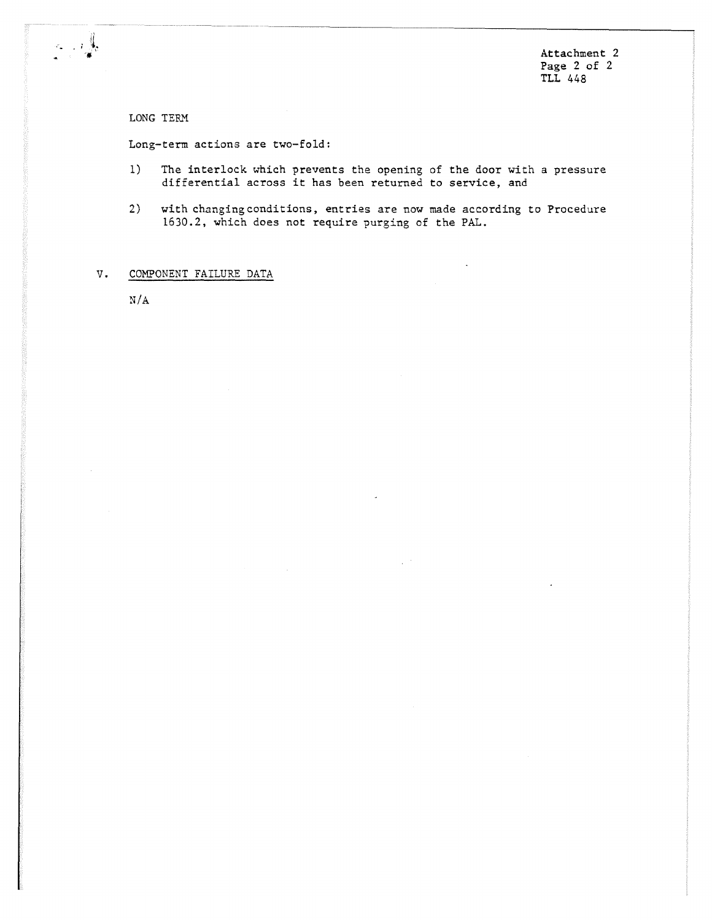Attachment 2
TLL 448

LONG TERM

Long-term actions are two-fold:

1) The interlock which prevents the opening of the door with a pressure differential across it has been returned to service, and

2) with changing conditions, entries are now made according to Procedure 1630.2, which does not require purging of the PAL.

## V. COMPONENT FAILURE DATA

N/A